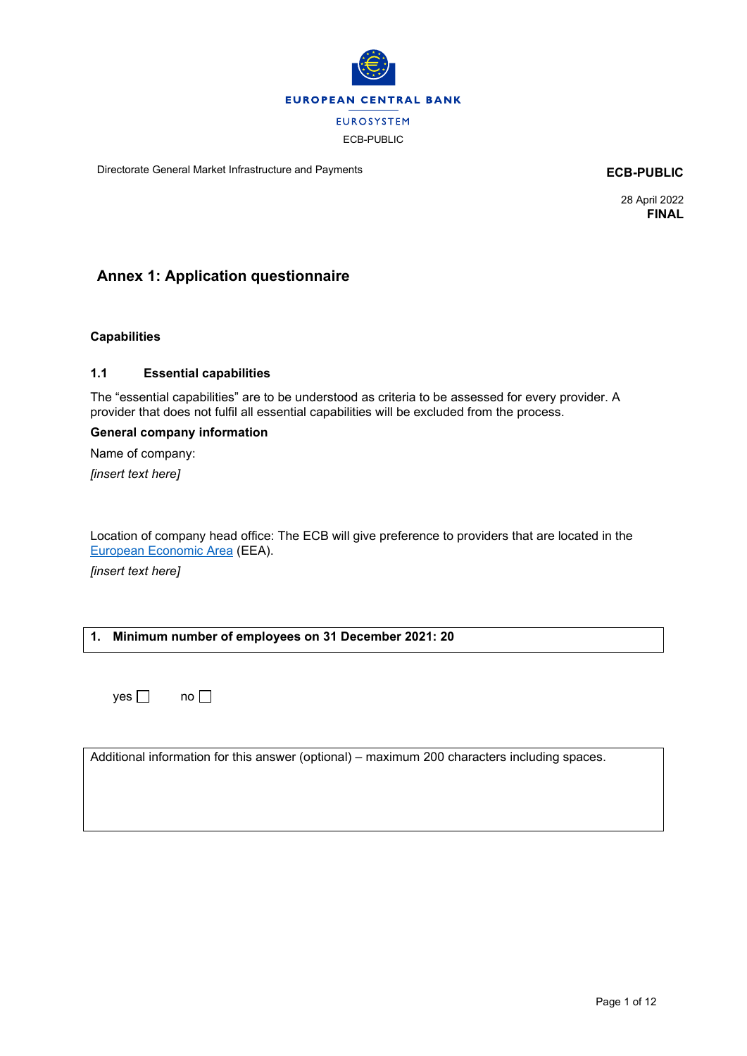EUROPEAN CENTRAL BANK

EUROSYSTEM

ECB-PUBLIC

Directorate General Market Infrastructure and Payments

**ECB-PUBLIC**

28 April 2022
**FINAL**

# Annex 1: Application questionnaire

## Capabilities

### 1.1 Essential capabilities

The “essential capabilities” are to be understood as criteria to be assessed for every provider. A provider that does not fulfil all essential capabilities will be excluded from the process.

**General company information**

Name of company:

*[insert text here]*

Location of company head office: The ECB will give preference to providers that are located in the European Economic Area (EEA).

*[insert text here]*

| 1. Minimum number of employees on 31 December 2021: 20 |
|---|

yes ☐ no ☐

| Additional information for this answer (optional) – maximum 200 characters including spaces. |
|---|
| |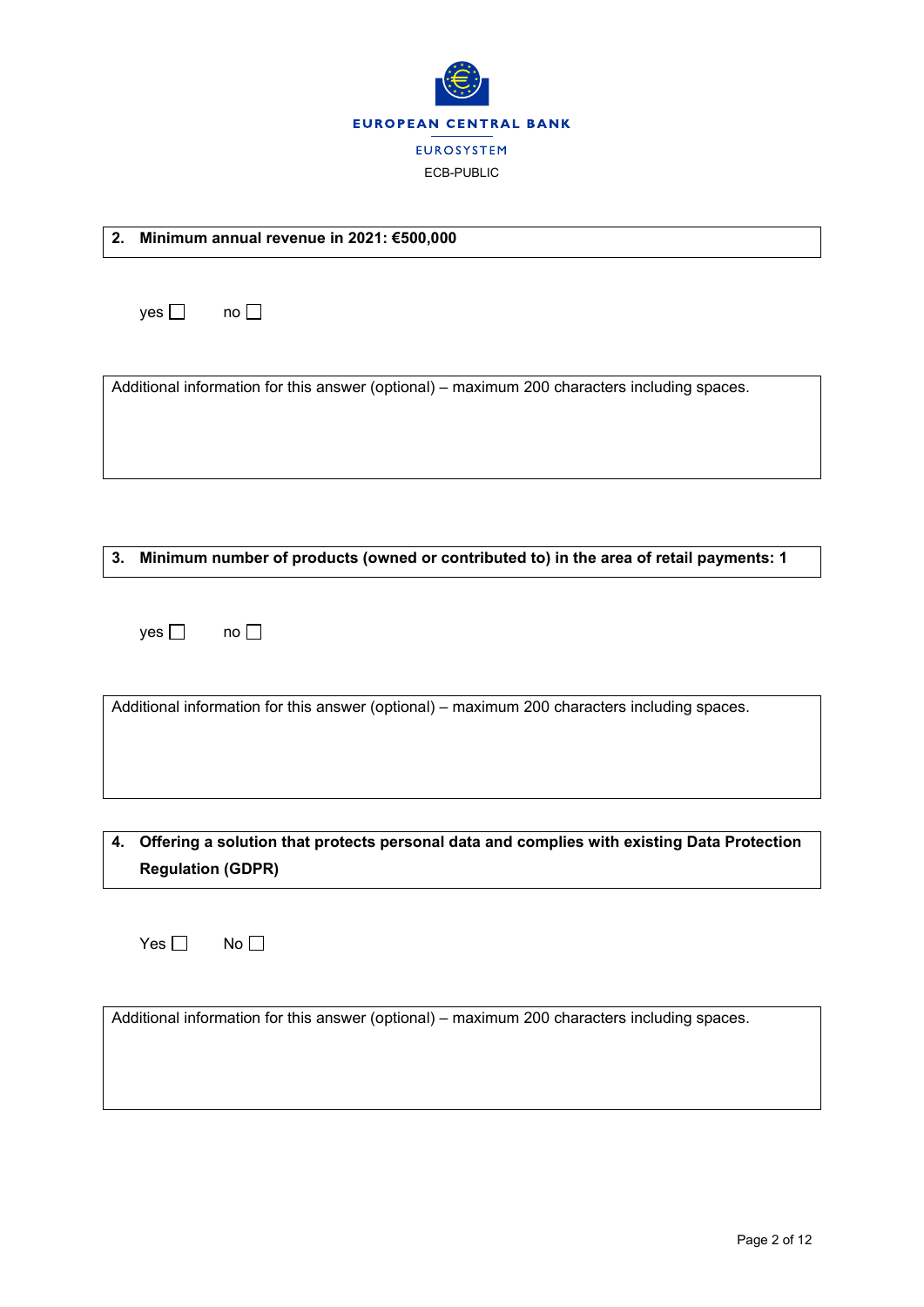**2. Minimum annual revenue in 2021: €500,000**

yes ☐ no ☐

Additional information for this answer (optional) – maximum 200 characters including spaces.

**3. Minimum number of products (owned or contributed to) in the area of retail payments: 1**

yes ☐ no ☐

Additional information for this answer (optional) – maximum 200 characters including spaces.

**4. Offering a solution that protects personal data and complies with existing Data Protection Regulation (GDPR)**

Yes ☐ No ☐

Additional information for this answer (optional) – maximum 200 characters including spaces.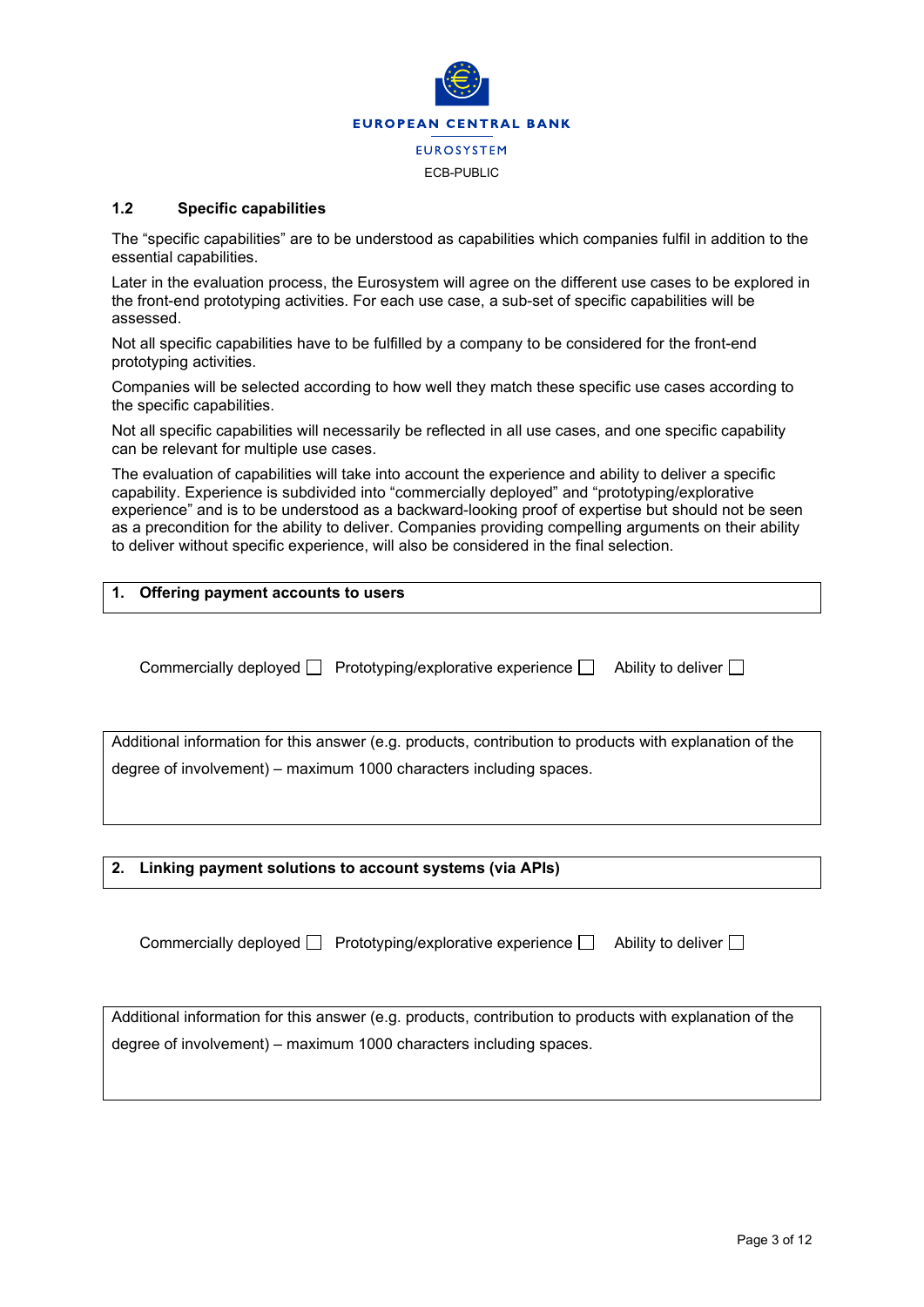## 1.2 Specific capabilities

The “specific capabilities” are to be understood as capabilities which companies fulfil in addition to the essential capabilities.

Later in the evaluation process, the Eurosystem will agree on the different use cases to be explored in the front-end prototyping activities. For each use case, a sub-set of specific capabilities will be assessed.

Not all specific capabilities have to be fulfilled by a company to be considered for the front-end prototyping activities.

Companies will be selected according to how well they match these specific use cases according to the specific capabilities.

Not all specific capabilities will necessarily be reflected in all use cases, and one specific capability can be relevant for multiple use cases.

The evaluation of capabilities will take into account the experience and ability to deliver a specific capability. Experience is subdivided into “commercially deployed” and “prototyping/explorative experience” and is to be understood as a backward-looking proof of expertise but should not be seen as a precondition for the ability to deliver. Companies providing compelling arguments on their ability to deliver without specific experience, will also be considered in the final selection.

| **1. Offering payment accounts to users** |
|---|

Commercially deployed ☐ Prototyping/explorative experience ☐ Ability to deliver ☐

| Additional information for this answer (e.g. products, contribution to products with explanation of the degree of involvement) – maximum 1000 characters including spaces. |
|---|

| **2. Linking payment solutions to account systems (via APIs)** |
|---|

Commercially deployed ☐ Prototyping/explorative experience ☐ Ability to deliver ☐

| Additional information for this answer (e.g. products, contribution to products with explanation of the degree of involvement) – maximum 1000 characters including spaces. |
|---|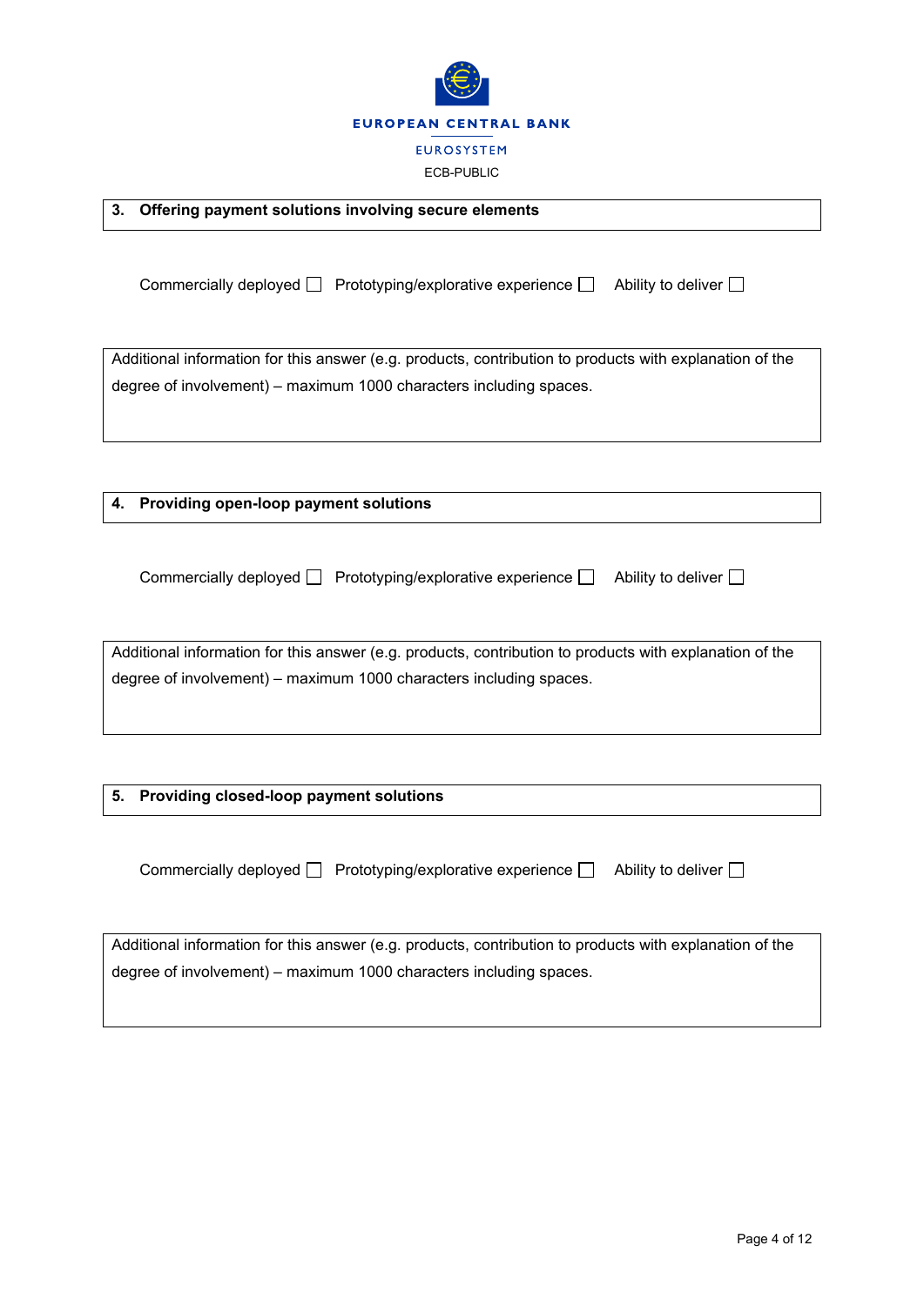**3. Offering payment solutions involving secure elements**

Commercially deployed ☐ Prototyping/explorative experience ☐ Ability to deliver ☐

| Additional information for this answer (e.g. products, contribution to products with explanation of the degree of involvement) – maximum 1000 characters including spaces. |
|---|

**4. Providing open-loop payment solutions**

Commercially deployed ☐ Prototyping/explorative experience ☐ Ability to deliver ☐

| Additional information for this answer (e.g. products, contribution to products with explanation of the degree of involvement) – maximum 1000 characters including spaces. |
|---|

**5. Providing closed-loop payment solutions**

Commercially deployed ☐ Prototyping/explorative experience ☐ Ability to deliver ☐

| Additional information for this answer (e.g. products, contribution to products with explanation of the degree of involvement) – maximum 1000 characters including spaces. |
|---|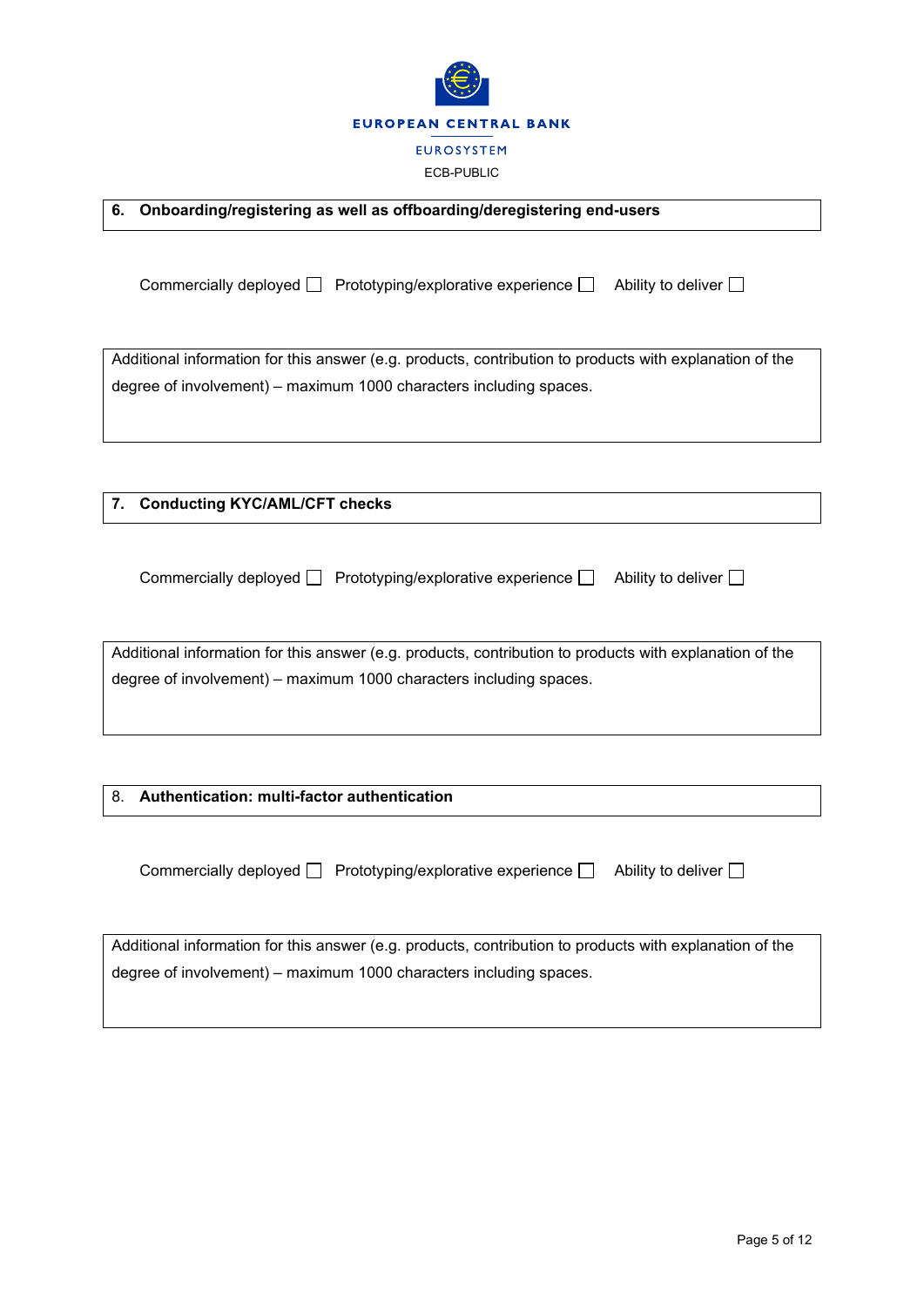**6. Onboarding/registering as well as offboarding/deregistering end-users**

Commercially deployed ☐ Prototyping/explorative experience ☐ Ability to deliver ☐

| Additional information for this answer (e.g. products, contribution to products with explanation of the degree of involvement) – maximum 1000 characters including spaces. |
|---|

**7. Conducting KYC/AML/CFT checks**

Commercially deployed ☐ Prototyping/explorative experience ☐ Ability to deliver ☐

| Additional information for this answer (e.g. products, contribution to products with explanation of the degree of involvement) – maximum 1000 characters including spaces. |
|---|

8. **Authentication: multi-factor authentication**

Commercially deployed ☐ Prototyping/explorative experience ☐ Ability to deliver ☐

| Additional information for this answer (e.g. products, contribution to products with explanation of the degree of involvement) – maximum 1000 characters including spaces. |
|---|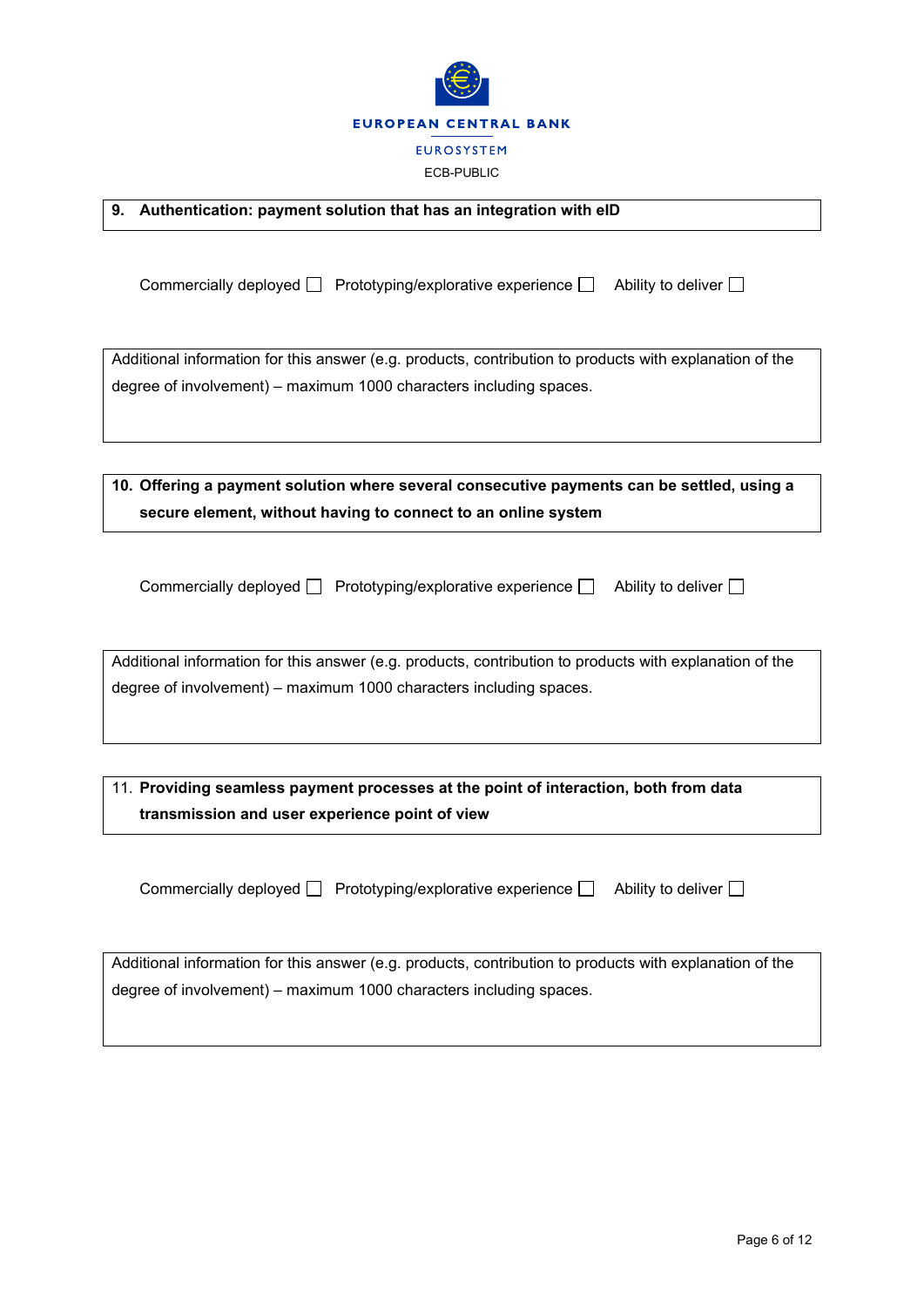**9. Authentication: payment solution that has an integration with eID**

Commercially deployed ☐ Prototyping/explorative experience ☐ Ability to deliver ☐

| Additional information for this answer (e.g. products, contribution to products with explanation of the degree of involvement) – maximum 1000 characters including spaces. |
| --- |

**10. Offering a payment solution where several consecutive payments can be settled, using a secure element, without having to connect to an online system**

Commercially deployed ☐ Prototyping/explorative experience ☐ Ability to deliver ☐

| Additional information for this answer (e.g. products, contribution to products with explanation of the degree of involvement) – maximum 1000 characters including spaces. |
| --- |

**11. Providing seamless payment processes at the point of interaction, both from data transmission and user experience point of view**

Commercially deployed ☐ Prototyping/explorative experience ☐ Ability to deliver ☐

| Additional information for this answer (e.g. products, contribution to products with explanation of the degree of involvement) – maximum 1000 characters including spaces. |
| --- |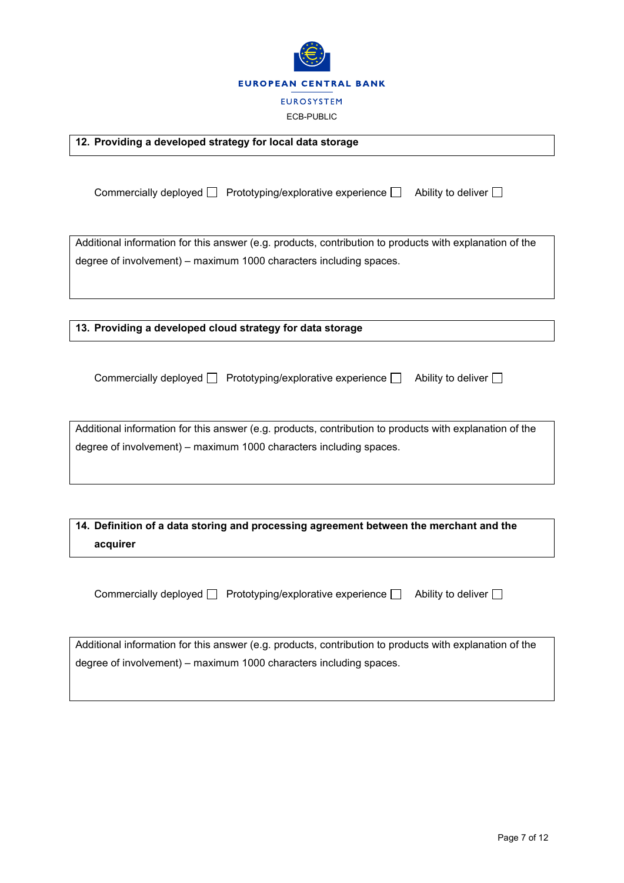**12. Providing a developed strategy for local data storage**

Commercially deployed ☐ Prototyping/explorative experience ☐ Ability to deliver ☐

Additional information for this answer (e.g. products, contribution to products with explanation of the degree of involvement) – maximum 1000 characters including spaces.

**13. Providing a developed cloud strategy for data storage**

Commercially deployed ☐ Prototyping/explorative experience ☐ Ability to deliver ☐

Additional information for this answer (e.g. products, contribution to products with explanation of the degree of involvement) – maximum 1000 characters including spaces.

**14. Definition of a data storing and processing agreement between the merchant and the acquirer**

Commercially deployed ☐ Prototyping/explorative experience ☐ Ability to deliver ☐

Additional information for this answer (e.g. products, contribution to products with explanation of the degree of involvement) – maximum 1000 characters including spaces.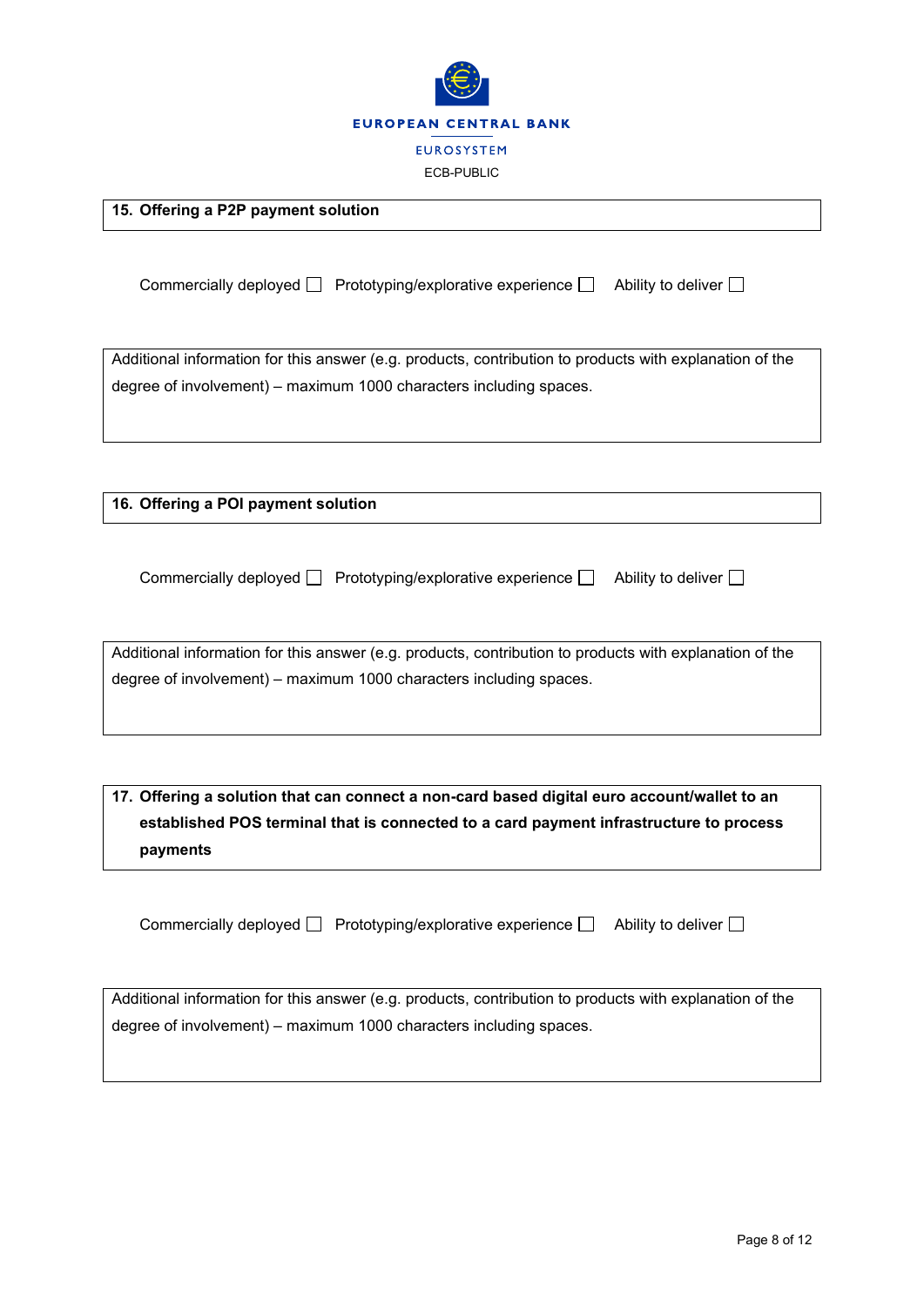**15. Offering a P2P payment solution**

Commercially deployed ☐ Prototyping/explorative experience ☐ Ability to deliver ☐

Additional information for this answer (e.g. products, contribution to products with explanation of the degree of involvement) – maximum 1000 characters including spaces.

**16. Offering a POI payment solution**

Commercially deployed ☐ Prototyping/explorative experience ☐ Ability to deliver ☐

Additional information for this answer (e.g. products, contribution to products with explanation of the degree of involvement) – maximum 1000 characters including spaces.

**17. Offering a solution that can connect a non-card based digital euro account/wallet to an established POS terminal that is connected to a card payment infrastructure to process payments**

Commercially deployed ☐ Prototyping/explorative experience ☐ Ability to deliver ☐

Additional information for this answer (e.g. products, contribution to products with explanation of the degree of involvement) – maximum 1000 characters including spaces.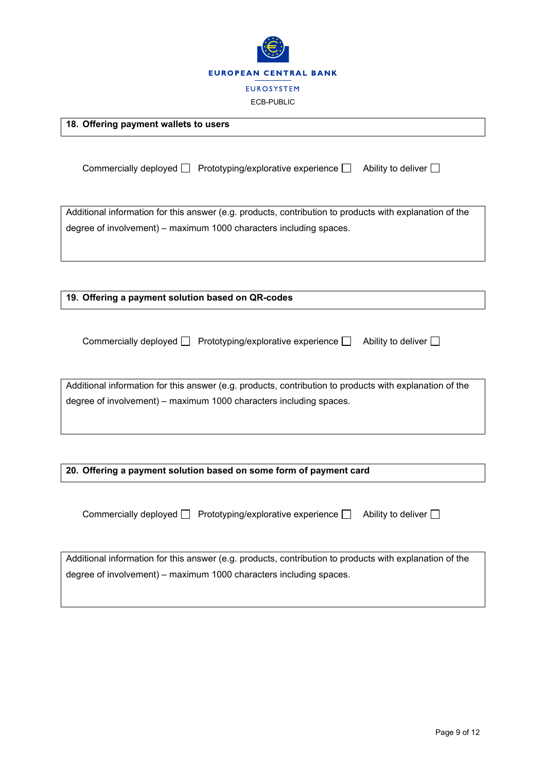**18. Offering payment wallets to users**

Commercially deployed ☐ Prototyping/explorative experience ☐ Ability to deliver ☐

Additional information for this answer (e.g. products, contribution to products with explanation of the degree of involvement) – maximum 1000 characters including spaces.

**19. Offering a payment solution based on QR-codes**

Commercially deployed ☐ Prototyping/explorative experience ☐ Ability to deliver ☐

Additional information for this answer (e.g. products, contribution to products with explanation of the degree of involvement) – maximum 1000 characters including spaces.

**20. Offering a payment solution based on some form of payment card**

Commercially deployed ☐ Prototyping/explorative experience ☐ Ability to deliver ☐

Additional information for this answer (e.g. products, contribution to products with explanation of the degree of involvement) – maximum 1000 characters including spaces.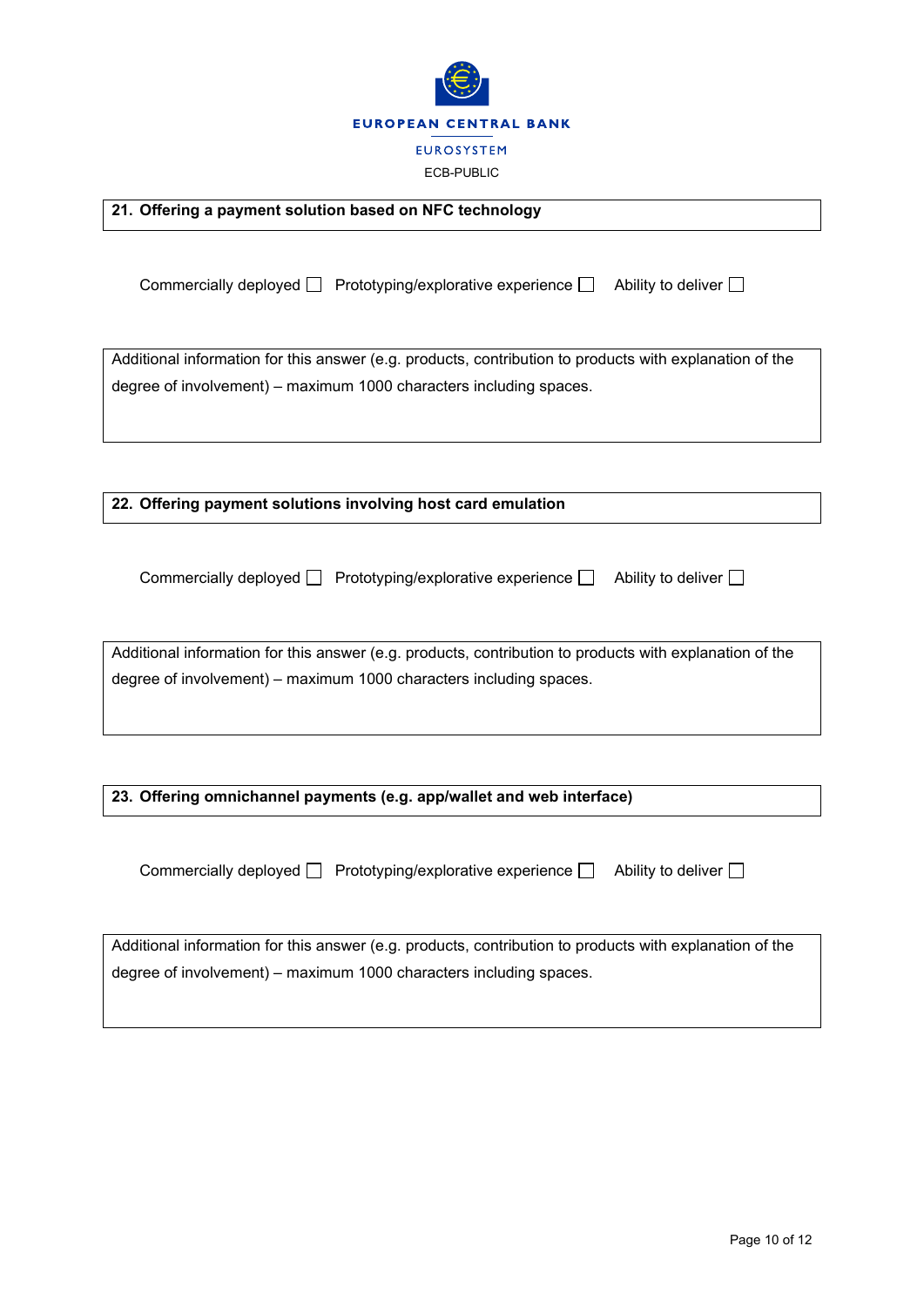**21. Offering a payment solution based on NFC technology**

Commercially deployed ☐ Prototyping/explorative experience ☐ Ability to deliver ☐

Additional information for this answer (e.g. products, contribution to products with explanation of the degree of involvement) – maximum 1000 characters including spaces.

**22. Offering payment solutions involving host card emulation**

Commercially deployed ☐ Prototyping/explorative experience ☐ Ability to deliver ☐

Additional information for this answer (e.g. products, contribution to products with explanation of the degree of involvement) – maximum 1000 characters including spaces.

**23. Offering omnichannel payments (e.g. app/wallet and web interface)**

Commercially deployed ☐ Prototyping/explorative experience ☐ Ability to deliver ☐

Additional information for this answer (e.g. products, contribution to products with explanation of the degree of involvement) – maximum 1000 characters including spaces.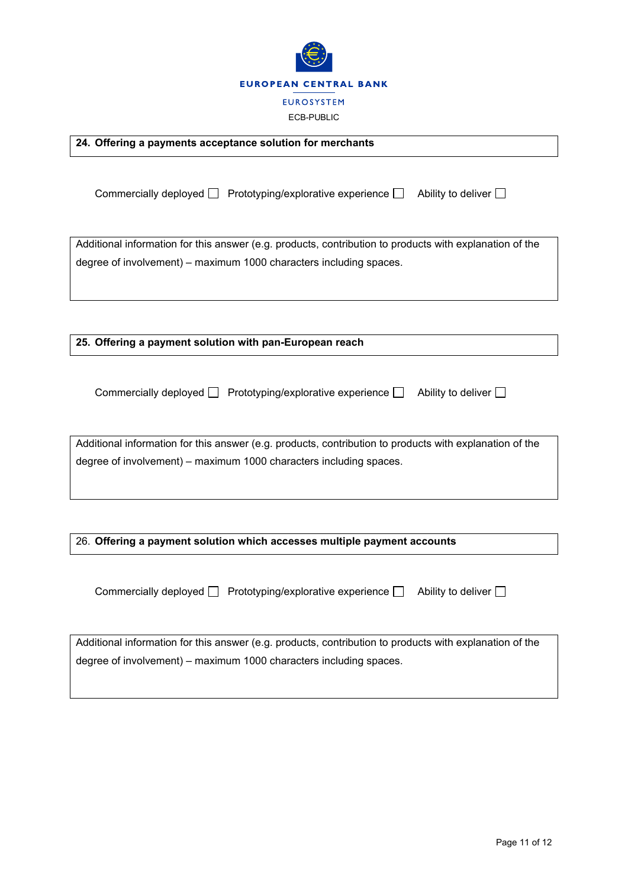| **24. Offering a payments acceptance solution for merchants** |
| --- |

Commercially deployed ☐ Prototyping/explorative experience ☐ Ability to deliver ☐

| Additional information for this answer (e.g. products, contribution to products with explanation of the degree of involvement) – maximum 1000 characters including spaces. |
| --- |

| **25. Offering a payment solution with pan-European reach** |
| --- |

Commercially deployed ☐ Prototyping/explorative experience ☐ Ability to deliver ☐

| Additional information for this answer (e.g. products, contribution to products with explanation of the degree of involvement) – maximum 1000 characters including spaces. |
| --- |

| 26. **Offering a payment solution which accesses multiple payment accounts** |
| --- |

Commercially deployed ☐ Prototyping/explorative experience ☐ Ability to deliver ☐

| Additional information for this answer (e.g. products, contribution to products with explanation of the degree of involvement) – maximum 1000 characters including spaces. |
| --- |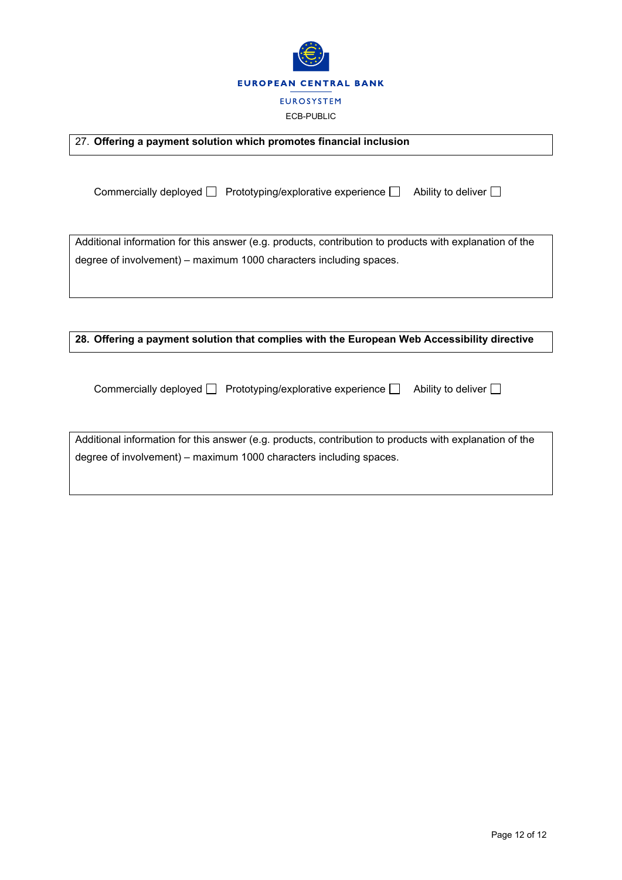EUROPEAN CENTRAL BANK

EUROSYSTEM

ECB-PUBLIC

27. **Offering a payment solution which promotes financial inclusion**

Commercially deployed ☐ Prototyping/explorative experience ☐ Ability to deliver ☐

Additional information for this answer (e.g. products, contribution to products with explanation of the degree of involvement) – maximum 1000 characters including spaces.

**28. Offering a payment solution that complies with the European Web Accessibility directive**

Commercially deployed ☐ Prototyping/explorative experience ☐ Ability to deliver ☐

Additional information for this answer (e.g. products, contribution to products with explanation of the degree of involvement) – maximum 1000 characters including spaces.